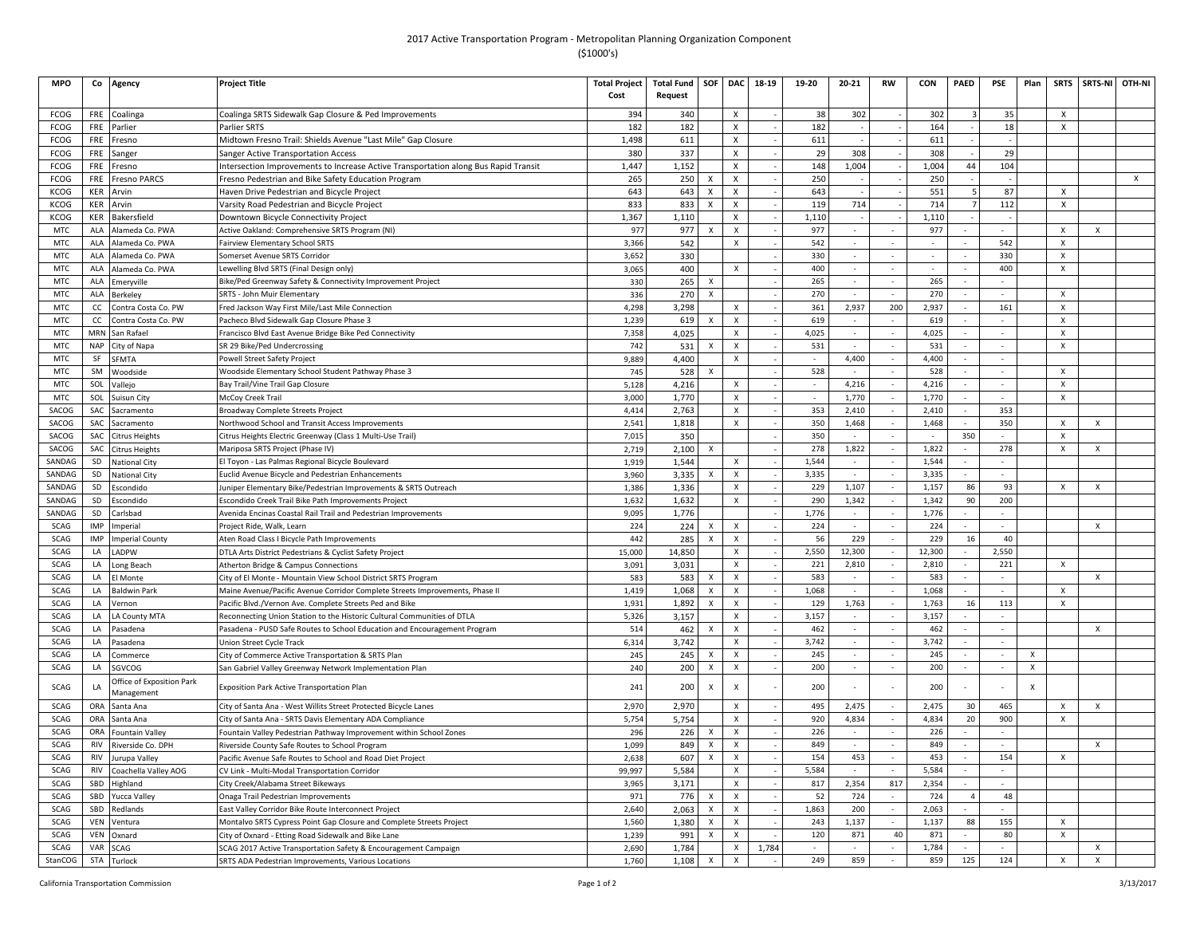2017 Active Transportation Program - Metropolitan Planning Organization Component
($1000's)

| MPO | Co | Agency | Project Title | Total Project Cost | Total Fund Request | SOF | DAC | 18-19 | 19-20 | 20-21 | RW | CON | PAED | PSE | Plan | SRTS | SRTS-NI | OTH-NI |
|---|---|---|---|---|---|---|---|---|---|---|---|---|---|---|---|---|---|---|
| FCOG | FRE | Coalinga | Coalinga SRTS Sidewalk Gap Closure & Ped Improvements | 394 | 340 | | X | - | 38 | 302 | - | 302 | 3 | 35 | | X | | |
| FCOG | FRE | Parlier | Parlier SRTS | 182 | 182 | | X | - | 182 | - | - | 164 | - | 18 | | X | | |
| FCOG | FRE | Fresno | Midtown Fresno Trail: Shields Avenue "Last Mile" Gap Closure | 1,498 | 611 | | X | - | 611 | - | - | 611 | - | - | | | | |
| FCOG | FRE | Sanger | Sanger Active Transportation Access | 380 | 337 | | X | - | 29 | 308 | - | 308 | - | 29 | | | | |
| FCOG | FRE | Fresno | Intersection Improvements to Increase Active Transportation along Bus Rapid Transit | 1,447 | 1,152 | | X | - | 148 | 1,004 | - | 1,004 | 44 | 104 | | | | |
| FCOG | FRE | Fresno PARCS | Fresno Pedestrian and Bike Safety Education Program | 265 | 250 | X | X | - | 250 | - | - | 250 | - | - | | | | X |
| KCOG | KER | Arvin | Haven Drive Pedestrian and Bicycle Project | 643 | 643 | X | X | - | 643 | - | - | 551 | 5 | 87 | | X | | |
| KCOG | KER | Arvin | Varsity Road Pedestrian and Bicycle Project | 833 | 833 | X | X | - | 119 | 714 | - | 714 | 7 | 112 | | X | | |
| KCOG | KER | Bakersfield | Downtown Bicycle Connectivity Project | 1,367 | 1,110 | | X | - | 1,110 | - | - | 1,110 | - | - | | | | |
| MTC | ALA | Alameda Co. PWA | Active Oakland: Comprehensive SRTS Program (NI) | 977 | 977 | X | X | - | 977 | - | - | 977 | - | - | | X | X | |
| MTC | ALA | Alameda Co. PWA | Fairview Elementary School SRTS | 3,366 | 542 | | X | - | 542 | - | - | - | - | 542 | | X | | |
| MTC | ALA | Alameda Co. PWA | Somerset Avenue SRTS Corridor | 3,652 | 330 | | | - | 330 | - | - | - | - | 330 | | X | | |
| MTC | ALA | Alameda Co. PWA | Lewelling Blvd SRTS (Final Design only) | 3,065 | 400 | | X | - | 400 | - | - | - | - | 400 | | X | | |
| MTC | ALA | Emeryville | Bike/Ped Greenway Safety & Connectivity Improvement Project | 330 | 265 | X | | - | 265 | - | - | 265 | - | - | | | | |
| MTC | ALA | Berkeley | SRTS - John Muir Elementary | 336 | 270 | X | | - | 270 | - | - | 270 | - | - | | X | | |
| MTC | CC | Contra Costa Co. PW | Fred Jackson Way First Mile/Last Mile Connection | 4,298 | 3,298 | | X | - | 361 | 2,937 | 200 | 2,937 | - | 161 | | X | | |
| MTC | CC | Contra Costa Co. PW | Pacheco Blvd Sidewalk Gap Closure Phase 3 | 1,239 | 619 | X | X | - | 619 | - | - | 619 | - | - | | X | | |
| MTC | MRN | San Rafael | Francisco Blvd East Avenue Bridge Bike Ped Connectivity | 7,358 | 4,025 | | X | - | 4,025 | - | - | 4,025 | - | - | | X | | |
| MTC | NAP | City of Napa | SR 29 Bike/Ped Undercrossing | 742 | 531 | X | X | - | 531 | - | - | 531 | - | - | | X | | |
| MTC | SF | SFMTA | Powell Street Safety Project | 9,889 | 4,400 | | X | - | - | 4,400 | - | 4,400 | - | - | | | | |
| MTC | SM | Woodside | Woodside Elementary School Student Pathway Phase 3 | 745 | 528 | X | | - | 528 | - | - | 528 | - | - | | X | | |
| MTC | SOL | Vallejo | Bay Trail/Vine Trail Gap Closure | 5,128 | 4,216 | | X | - | - | 4,216 | - | 4,216 | - | - | | X | | |
| MTC | SOL | Suisun City | McCoy Creek Trail | 3,000 | 1,770 | | X | - | - | 1,770 | - | 1,770 | - | - | | X | | |
| SACOG | SAC | Sacramento | Broadway Complete Streets Project | 4,414 | 2,763 | | X | - | 353 | 2,410 | - | 2,410 | - | 353 | | | | |
| SACOG | SAC | Sacramento | Northwood School and Transit Access Improvements | 2,541 | 1,818 | | X | - | 350 | 1,468 | - | 1,468 | - | 350 | | X | X | |
| SACOG | SAC | Citrus Heights | Citrus Heights Electric Greenway (Class 1 Multi-Use Trail) | 7,015 | 350 | | | - | 350 | - | - | - | 350 | - | | X | | |
| SACOG | SAC | Citrus Heights | Mariposa SRTS Project (Phase IV) | 2,719 | 2,100 | X | | - | 278 | 1,822 | - | 1,822 | - | 278 | | X | X | |
| SANDAG | SD | National City | El Toyon - Las Palmas Regional Bicycle Boulevard | 1,919 | 1,544 | | X | - | 1,544 | - | - | 1,544 | - | - | | | | |
| SANDAG | SD | National City | Euclid Avenue Bicycle and Pedestrian Enhancements | 3,960 | 3,335 | X | X | - | 3,335 | - | - | 3,335 | - | - | | | | |
| SANDAG | SD | Escondido | Juniper Elementary Bike/Pedestrian Improvements & SRTS Outreach | 1,386 | 1,336 | | X | - | 229 | 1,107 | - | 1,157 | 86 | 93 | | X | X | |
| SANDAG | SD | Escondido | Escondido Creek Trail Bike Path Improvements Project | 1,632 | 1,632 | | X | - | 290 | 1,342 | - | 1,342 | 90 | 200 | | | | |
| SANDAG | SD | Carlsbad | Avenida Encinas Coastal Rail Trail and Pedestrian Improvements | 9,095 | 1,776 | | | - | 1,776 | - | - | 1,776 | - | - | | | | |
| SCAG | IMP | Imperial | Project Ride, Walk, Learn | 224 | 224 | X | X | - | 224 | - | - | 224 | - | - | | | X | |
| SCAG | IMP | Imperial County | Aten Road Class I Bicycle Path Improvements | 442 | 285 | X | X | - | 56 | 229 | - | 229 | 16 | 40 | | | | |
| SCAG | LA | LADPW | DTLA Arts District Pedestrians & Cyclist Safety Project | 15,000 | 14,850 | | X | - | 2,550 | 12,300 | - | 12,300 | - | 2,550 | | | | |
| SCAG | LA | Long Beach | Atherton Bridge & Campus Connections | 3,091 | 3,031 | | X | - | 221 | 2,810 | - | 2,810 | - | 221 | | X | | |
| SCAG | LA | El Monte | City of El Monte - Mountain View School District SRTS Program | 583 | 583 | X | X | - | 583 | - | - | 583 | - | - | | | X | |
| SCAG | LA | Baldwin Park | Maine Avenue/Pacific Avenue Corridor Complete Streets Improvements, Phase II | 1,419 | 1,068 | X | X | - | 1,068 | - | - | 1,068 | - | - | | X | | |
| SCAG | LA | Vernon | Pacific Blvd./Vernon Ave. Complete Streets Ped and Bike | 1,931 | 1,892 | X | X | - | 129 | 1,763 | - | 1,763 | 16 | 113 | | X | | |
| SCAG | LA | LA County MTA | Reconnecting Union Station to the Historic Cultural Communities of DTLA | 5,326 | 3,157 | | X | - | 3,157 | - | - | 3,157 | - | - | | | | |
| SCAG | LA | Pasadena | Pasadena - PUSD Safe Routes to School Education and Encouragement Program | 514 | 462 | X | X | - | 462 | - | - | 462 | - | - | | | X | |
| SCAG | LA | Pasadena | Union Street Cycle Track | 6,314 | 3,742 | | X | - | 3,742 | - | - | 3,742 | - | - | | | | |
| SCAG | LA | Commerce | City of Commerce Active Transportation & SRTS Plan | 245 | 245 | X | X | - | 245 | - | - | 245 | - | - | X | | | |
| SCAG | LA | SGVCOG | San Gabriel Valley Greenway Network Implementation Plan | 240 | 200 | X | X | - | 200 | - | - | 200 | - | - | X | | | |
| SCAG | LA | Office of Exposition Park Management | Exposition Park Active Transportation Plan | 241 | 200 | X | X | - | 200 | - | - | 200 | - | - | X | | | |
| SCAG | ORA | Santa Ana | City of Santa Ana - West Willits Street Protected Bicycle Lanes | 2,970 | 2,970 | | X | - | 495 | 2,475 | - | 2,475 | 30 | 465 | | X | X | |
| SCAG | ORA | Santa Ana | City of Santa Ana - SRTS Davis Elementary ADA Compliance | 5,754 | 5,754 | | X | - | 920 | 4,834 | - | 4,834 | 20 | 900 | | X | | |
| SCAG | ORA | Fountain Valley | Fountain Valley Pedestrian Pathway Improvement within School Zones | 296 | 226 | X | X | - | 226 | - | - | 226 | - | - | | | | |
| SCAG | RIV | Riverside Co. DPH | Riverside County Safe Routes to School Program | 1,099 | 849 | X | X | - | 849 | - | - | 849 | - | - | | | X | |
| SCAG | RIV | Jurupa Valley | Pacific Avenue Safe Routes to School and Road Diet Project | 2,638 | 607 | X | X | - | 154 | 453 | - | 453 | - | 154 | | X | | |
| SCAG | RIV | Coachella Valley AOG | CV Link - Multi-Modal Transportation Corridor | 99,997 | 5,584 | | X | - | 5,584 | - | - | 5,584 | - | - | | | | |
| SCAG | SBD | Highland | City Creek/Alabama Street Bikeways | 3,965 | 3,171 | | X | - | 817 | 2,354 | 817 | 2,354 | - | - | | | | |
| SCAG | SBD | Yucca Valley | Onaga Trail Pedestrian Improvements | 971 | 776 | X | X | - | 52 | 724 | - | 724 | 4 | 48 | | | | |
| SCAG | SBD | Redlands | East Valley Corridor Bike Route Interconnect Project | 2,640 | 2,063 | X | X | - | 1,863 | 200 | - | 2,063 | - | - | | | | |
| SCAG | VEN | Ventura | Montalvo SRTS Cypress Point Gap Closure and Complete Streets Project | 1,560 | 1,380 | X | X | - | 243 | 1,137 | - | 1,137 | 88 | 155 | | X | | |
| SCAG | VEN | Oxnard | City of Oxnard - Etting Road Sidewalk and Bike Lane | 1,239 | 991 | X | X | - | 120 | 871 | 40 | 871 | - | 80 | | X | | |
| SCAG | VAR | SCAG | SCAG 2017 Active Transportation Safety & Encouragement Campaign | 2,690 | 1,784 | | X | 1,784 | - | - | - | 1,784 | - | - | | | X | |
| StanCOG | STA | Turlock | SRTS ADA Pedestrian Improvements, Various Locations | 1,760 | 1,108 | X | X | - | 249 | 859 | - | 859 | 125 | 124 | | X | X | |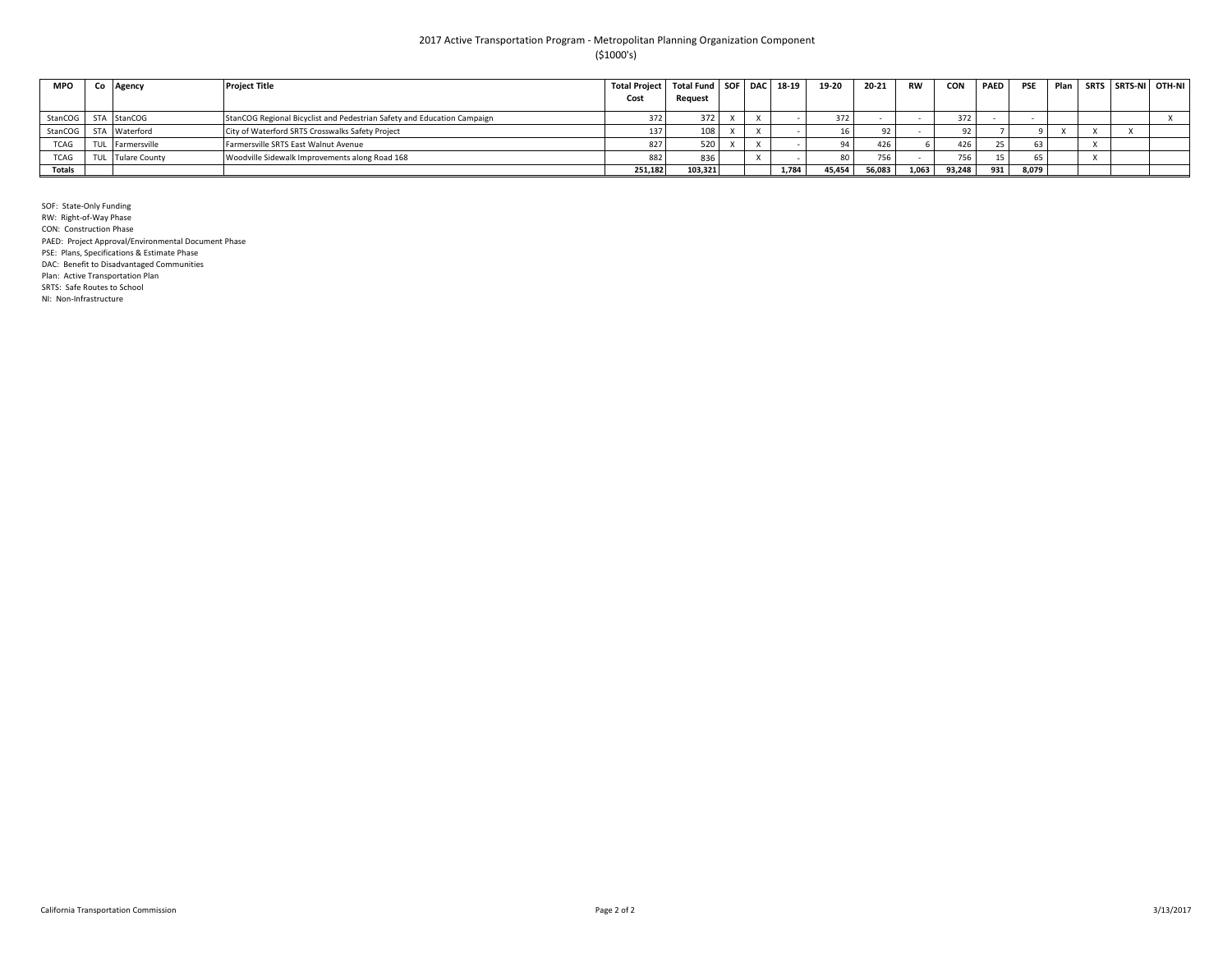# 2017 Active Transportation Program - Metropolitan Planning Organization Component

($1000's)

| MPO | Co | Agency | Project Title | Total Project Cost | Total Fund Request | SOF | DAC | 18-19 | 19-20 | 20-21 | RW | CON | PAED | PSE | Plan | SRTS | SRTS-NI | OTH-NI |
|---|---|---|---|---|---|---|---|---|---|---|---|---|---|---|---|---|---|---|
| StanCOG | STA | StanCOG | StanCOG Regional Bicyclist and Pedestrian Safety and Education Campaign | 372 | 372 | X | X | - | 372 | - | - | 372 | - | - | | | | X |
| StanCOG | STA | Waterford | City of Waterford SRTS Crosswalks Safety Project | 137 | 108 | X | X | - | 16 | 92 | - | 92 | 7 | 9 | X | X | X | |
| TCAG | TUL | Farmersville | Farmersville SRTS East Walnut Avenue | 827 | 520 | X | X | - | 94 | 426 | 6 | 426 | 25 | 63 | | X | | |
| TCAG | TUL | Tulare County | Woodville Sidewalk Improvements along Road 168 | 882 | 836 | | X | - | 80 | 756 | - | 756 | 15 | 65 | | X | | |
| **Totals** | | | | **251,182** | **103,321** | | | **1,784** | **45,454** | **56,083** | **1,063** | **93,248** | **931** | **8,079** | | | | |

SOF: State-Only Funding
RW: Right-of-Way Phase
CON: Construction Phase
PAED: Project Approval/Environmental Document Phase
PSE: Plans, Specifications & Estimate Phase
DAC: Benefit to Disadvantaged Communities
Plan: Active Transportation Plan
SRTS: Safe Routes to School
NI: Non-Infrastructure

California Transportation Commission

3/13/2017